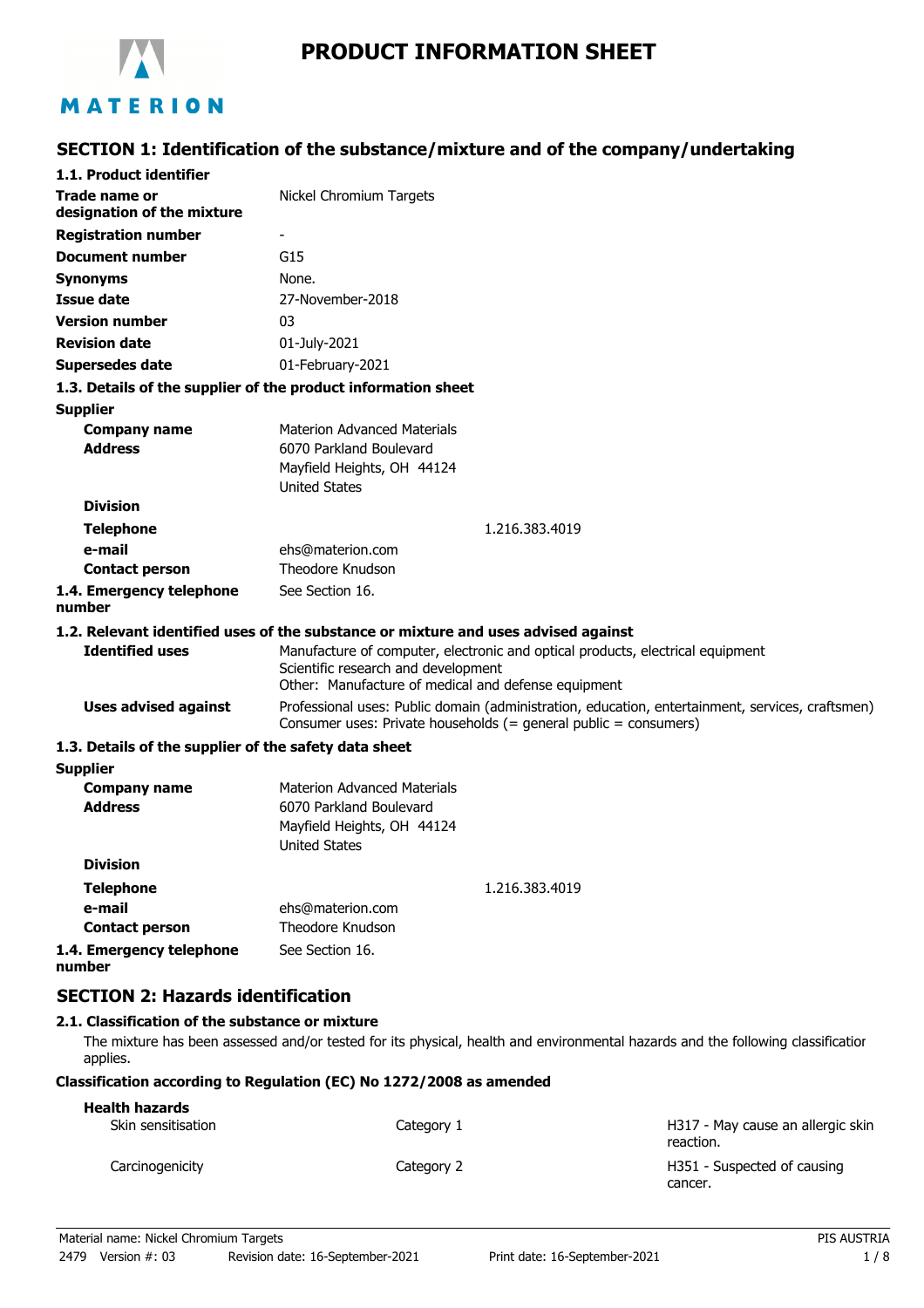# PRODUCT INFORMATION SHEET

## SECTION 1: Identification of the substance/mixture and of the company/undertaking

### 1.1. Product identifier

| | |
|---|---|
| **Trade name or designation of the mixture** | Nickel Chromium Targets |
| **Registration number** | - |
| **Document number** | G15 |
| **Synonyms** | None. |
| **Issue date** | 27-November-2018 |
| **Version number** | 03 |
| **Revision date** | 01-July-2021 |
| **Supersedes date** | 01-February-2021 |

### 1.3. Details of the supplier of the product information sheet

**Supplier**

| | |
|---|---|
| **Company name** | Materion Advanced Materials |
| **Address** | 6070 Parkland Boulevard<br>Mayfield Heights, OH 44124<br>United States |
| **Division** | |
| **Telephone** | 1.216.383.4019 |
| **e-mail** | ehs@materion.com |
| **Contact person** | Theodore Knudson |
| **1.4. Emergency telephone number** | See Section 16. |

### 1.2. Relevant identified uses of the substance or mixture and uses advised against

| | |
|---|---|
| **Identified uses** | Manufacture of computer, electronic and optical products, electrical equipment<br>Scientific research and development<br>Other: Manufacture of medical and defense equipment |
| **Uses advised against** | Professional uses: Public domain (administration, education, entertainment, services, craftsmen)<br>Consumer uses: Private households (= general public = consumers) |

### 1.3. Details of the supplier of the safety data sheet

**Supplier**

| | |
|---|---|
| **Company name** | Materion Advanced Materials |
| **Address** | 6070 Parkland Boulevard<br>Mayfield Heights, OH 44124<br>United States |
| **Division** | |
| **Telephone** | 1.216.383.4019 |
| **e-mail** | ehs@materion.com |
| **Contact person** | Theodore Knudson |
| **1.4. Emergency telephone number** | See Section 16. |

## SECTION 2: Hazards identification

### 2.1. Classification of the substance or mixture

The mixture has been assessed and/or tested for its physical, health and environmental hazards and the following classification applies.

**Classification according to Regulation (EC) No 1272/2008 as amended**

**Health hazards**

| | | |
|---|---|---|
| Skin sensitisation | Category 1 | H317 - May cause an allergic skin reaction. |
| Carcinogenicity | Category 2 | H351 - Suspected of causing cancer. |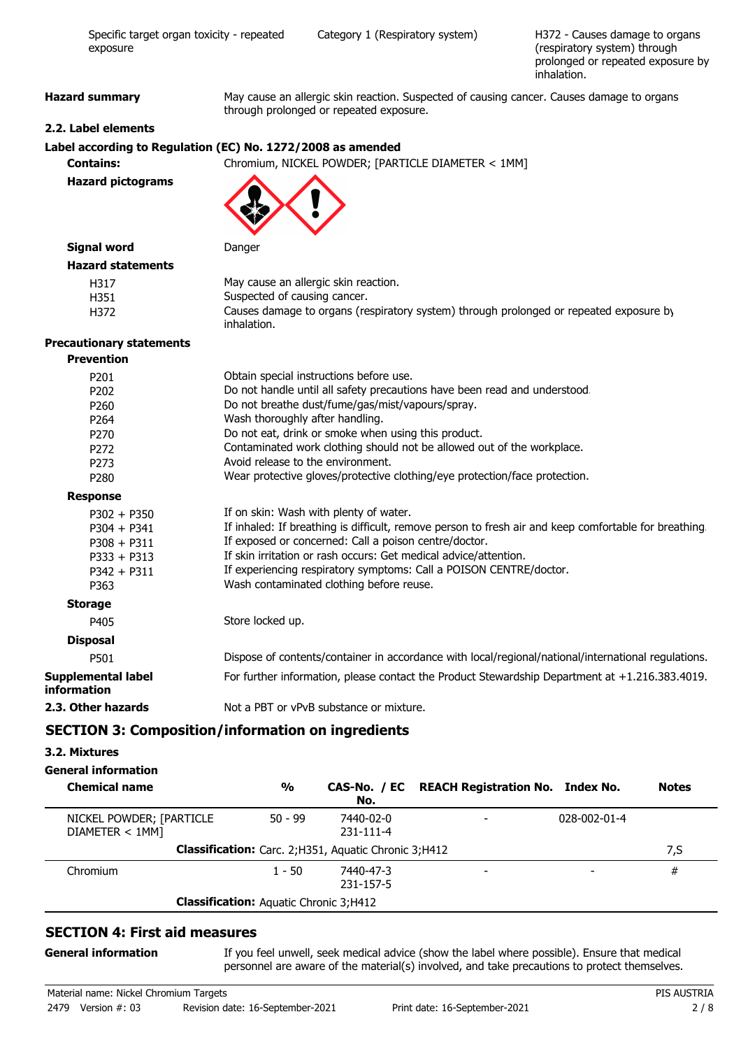| | | |
|---|---|---|
| Specific target organ toxicity - repeated exposure | Category 1 (Respiratory system) | H372 - Causes damage to organs (respiratory system) through prolonged or repeated exposure by inhalation. |

**Hazard summary** May cause an allergic skin reaction. Suspected of causing cancer. Causes damage to organs through prolonged or repeated exposure.

**2.2. Label elements**

**Label according to Regulation (EC) No. 1272/2008 as amended**

**Contains:** Chromium, NICKEL POWDER; [PARTICLE DIAMETER < 1MM]

**Hazard pictograms**

**Signal word** Danger

**Hazard statements**

| | |
|---|---|
| H317 | May cause an allergic skin reaction. |
| H351 | Suspected of causing cancer. |
| H372 | Causes damage to organs (respiratory system) through prolonged or repeated exposure by inhalation. |

**Precautionary statements**

**Prevention**

| | |
|---|---|
| P201 | Obtain special instructions before use. |
| P202 | Do not handle until all safety precautions have been read and understood. |
| P260 | Do not breathe dust/fume/gas/mist/vapours/spray. |
| P264 | Wash thoroughly after handling. |
| P270 | Do not eat, drink or smoke when using this product. |
| P272 | Contaminated work clothing should not be allowed out of the workplace. |
| P273 | Avoid release to the environment. |
| P280 | Wear protective gloves/protective clothing/eye protection/face protection. |

**Response**

| | |
|---|---|
| P302 + P350 | If on skin: Wash with plenty of water. |
| P304 + P341 | If inhaled: If breathing is difficult, remove person to fresh air and keep comfortable for breathing. |
| P308 + P311 | If exposed or concerned: Call a poison centre/doctor. |
| P333 + P313 | If skin irritation or rash occurs: Get medical advice/attention. |
| P342 + P311 | If experiencing respiratory symptoms: Call a POISON CENTRE/doctor. |
| P363 | Wash contaminated clothing before reuse. |

**Storage**

| | |
|---|---|
| P405 | Store locked up. |

**Disposal**

| | |
|---|---|
| P501 | Dispose of contents/container in accordance with local/regional/national/international regulations. |

**Supplemental label information** For further information, please contact the Product Stewardship Department at +1.216.383.4019.

**2.3. Other hazards** Not a PBT or vPvB substance or mixture.

## SECTION 3: Composition/information on ingredients

**3.2. Mixtures**

**General information**

| Chemical name | % | CAS-No. / EC No. | REACH Registration No. | Index No. | Notes |
|---|---|---|---|---|---|
| NICKEL POWDER; [PARTICLE DIAMETER < 1MM] | 50 - 99 | 7440-02-0 231-111-4 | - | 028-002-01-4 | |
| **Classification:** Carc. 2;H351, Aquatic Chronic 3;H412 | | | | | 7,S |
| Chromium | 1 - 50 | 7440-47-3 231-157-5 | - | - | # |
| **Classification:** Aquatic Chronic 3;H412 | | | | | |

## SECTION 4: First aid measures

**General information** If you feel unwell, seek medical advice (show the label where possible). Ensure that medical personnel are aware of the material(s) involved, and take precautions to protect themselves.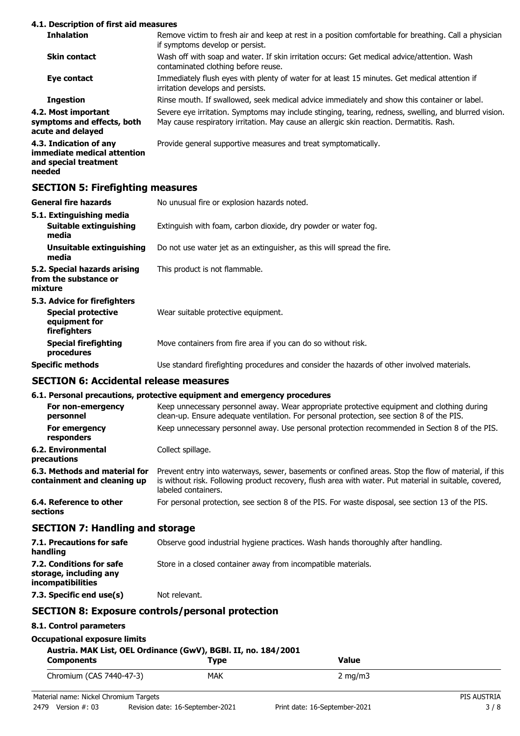### 4.1. Description of first aid measures

| | |
|---|---|
| **Inhalation** | Remove victim to fresh air and keep at rest in a position comfortable for breathing. Call a physician if symptoms develop or persist. |
| **Skin contact** | Wash off with soap and water. If skin irritation occurs: Get medical advice/attention. Wash contaminated clothing before reuse. |
| **Eye contact** | Immediately flush eyes with plenty of water for at least 15 minutes. Get medical attention if irritation develops and persists. |
| **Ingestion** | Rinse mouth. If swallowed, seek medical advice immediately and show this container or label. |
| **4.2. Most important symptoms and effects, both acute and delayed** | Severe eye irritation. Symptoms may include stinging, tearing, redness, swelling, and blurred vision. May cause respiratory irritation. May cause an allergic skin reaction. Dermatitis. Rash. |
| **4.3. Indication of any immediate medical attention and special treatment needed** | Provide general supportive measures and treat symptomatically. |

## SECTION 5: Firefighting measures

| | |
|---|---|
| **General fire hazards** | No unusual fire or explosion hazards noted. |
| **5.1. Extinguishing media** | |
| **Suitable extinguishing media** | Extinguish with foam, carbon dioxide, dry powder or water fog. |
| **Unsuitable extinguishing media** | Do not use water jet as an extinguisher, as this will spread the fire. |
| **5.2. Special hazards arising from the substance or mixture** | This product is not flammable. |
| **5.3. Advice for firefighters** | |
| **Special protective equipment for firefighters** | Wear suitable protective equipment. |
| **Special firefighting procedures** | Move containers from fire area if you can do so without risk. |
| **Specific methods** | Use standard firefighting procedures and consider the hazards of other involved materials. |

## SECTION 6: Accidental release measures

### 6.1. Personal precautions, protective equipment and emergency procedures

| | |
|---|---|
| **For non-emergency personnel** | Keep unnecessary personnel away. Wear appropriate protective equipment and clothing during clean-up. Ensure adequate ventilation. For personal protection, see section 8 of the PIS. |
| **For emergency responders** | Keep unnecessary personnel away. Use personal protection recommended in Section 8 of the PIS. |
| **6.2. Environmental precautions** | Collect spillage. |
| **6.3. Methods and material for containment and cleaning up** | Prevent entry into waterways, sewer, basements or confined areas. Stop the flow of material, if this is without risk. Following product recovery, flush area with water. Put material in suitable, covered, labeled containers. |
| **6.4. Reference to other sections** | For personal protection, see section 8 of the PIS. For waste disposal, see section 13 of the PIS. |

## SECTION 7: Handling and storage

| | |
|---|---|
| **7.1. Precautions for safe handling** | Observe good industrial hygiene practices. Wash hands thoroughly after handling. |
| **7.2. Conditions for safe storage, including any incompatibilities** | Store in a closed container away from incompatible materials. |
| **7.3. Specific end use(s)** | Not relevant. |

## SECTION 8: Exposure controls/personal protection

### 8.1. Control parameters

**Occupational exposure limits**

**Austria. MAK List, OEL Ordinance (GwV), BGBl. II, no. 184/2001**

| Components | Type | Value |
|---|---|---|
| Chromium (CAS 7440-47-3) | MAK | 2 mg/m3 |

Material name: Nickel Chromium Targets

2479 Version #: 03 Revision date: 16-September-2021 Print date: 16-September-2021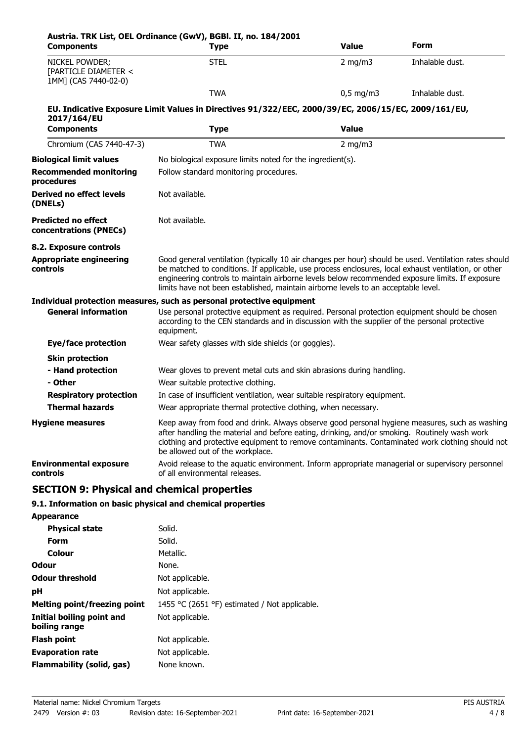**Austria. TRK List, OEL Ordinance (GwV), BGBl. II, no. 184/2001**

| Components | Type | Value | Form |
|---|---|---|---|
| NICKEL POWDER; [PARTICLE DIAMETER < 1MM] (CAS 7440-02-0) | STEL | 2 mg/m3 | Inhalable dust. |
| | TWA | 0,5 mg/m3 | Inhalable dust. |

**EU. Indicative Exposure Limit Values in Directives 91/322/EEC, 2000/39/EC, 2006/15/EC, 2009/161/EU, 2017/164/EU**

| Components | Type | Value |
|---|---|---|
| Chromium (CAS 7440-47-3) | TWA | 2 mg/m3 |

**Biological limit values** No biological exposure limits noted for the ingredient(s).

**Recommended monitoring procedures** Follow standard monitoring procedures.

**Derived no effect levels (DNELs)** Not available.

**Predicted no effect concentrations (PNECs)** Not available.

**8.2. Exposure controls**

**Appropriate engineering controls** Good general ventilation (typically 10 air changes per hour) should be used. Ventilation rates should be matched to conditions. If applicable, use process enclosures, local exhaust ventilation, or other engineering controls to maintain airborne levels below recommended exposure limits. If exposure limits have not been established, maintain airborne levels to an acceptable level.

**Individual protection measures, such as personal protective equipment**

**General information** Use personal protective equipment as required. Personal protection equipment should be chosen according to the CEN standards and in discussion with the supplier of the personal protective equipment.

**Eye/face protection** Wear safety glasses with side shields (or goggles).

**Skin protection**

**- Hand protection** Wear gloves to prevent metal cuts and skin abrasions during handling.

**- Other** Wear suitable protective clothing.

**Respiratory protection** In case of insufficient ventilation, wear suitable respiratory equipment.

**Thermal hazards** Wear appropriate thermal protective clothing, when necessary.

**Hygiene measures** Keep away from food and drink. Always observe good personal hygiene measures, such as washing after handling the material and before eating, drinking, and/or smoking. Routinely wash work clothing and protective equipment to remove contaminants. Contaminated work clothing should not be allowed out of the workplace.

**Environmental exposure controls** Avoid release to the aquatic environment. Inform appropriate managerial or supervisory personnel of all environmental releases.

## SECTION 9: Physical and chemical properties

### 9.1. Information on basic physical and chemical properties

**Appearance**

**Physical state** Solid.

**Form** Solid.

**Colour** Metallic.

**Odour** None.

**Odour threshold** Not applicable.

**pH** Not applicable.

**Melting point/freezing point** 1455 °C (2651 °F) estimated / Not applicable.

**Initial boiling point and boiling range** Not applicable.

**Flash point** Not applicable.

**Evaporation rate** Not applicable.

**Flammability (solid, gas)** None known.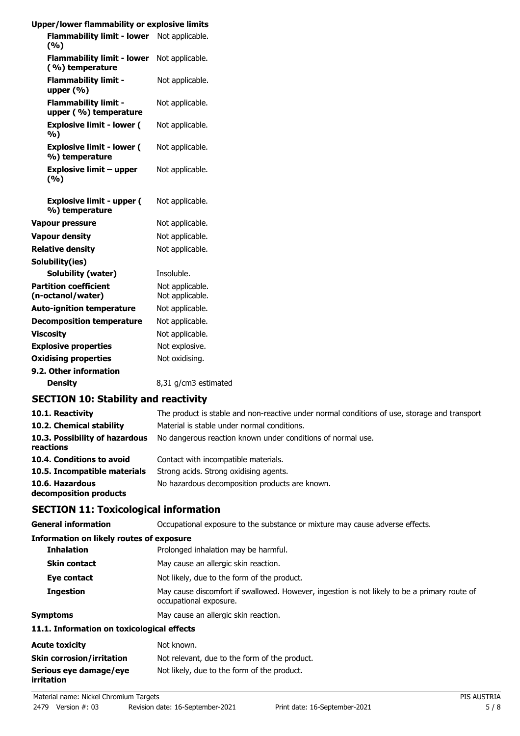**Upper/lower flammability or explosive limits**

| | |
|---|---|
| **Flammability limit - lower (%)** | Not applicable. |
| **Flammability limit - lower (%) temperature** | Not applicable. |
| **Flammability limit - upper (%)** | Not applicable. |
| **Flammability limit - upper (%) temperature** | Not applicable. |
| **Explosive limit - lower (%)** | Not applicable. |
| **Explosive limit - lower (%) temperature** | Not applicable. |
| **Explosive limit – upper (%)** | Not applicable. |
| **Explosive limit - upper (%) temperature** | Not applicable. |
| **Vapour pressure** | Not applicable. |
| **Vapour density** | Not applicable. |
| **Relative density** | Not applicable. |
| **Solubility(ies)** | |
| **Solubility (water)** | Insoluble. |
| **Partition coefficient (n-octanol/water)** | Not applicable. Not applicable. |
| **Auto-ignition temperature** | Not applicable. |
| **Decomposition temperature** | Not applicable. |
| **Viscosity** | Not applicable. |
| **Explosive properties** | Not explosive. |
| **Oxidising properties** | Not oxidising. |
| **9.2. Other information** | |
| **Density** | 8,31 g/cm3 estimated |

## SECTION 10: Stability and reactivity

| | |
|---|---|
| **10.1. Reactivity** | The product is stable and non-reactive under normal conditions of use, storage and transport. |
| **10.2. Chemical stability** | Material is stable under normal conditions. |
| **10.3. Possibility of hazardous reactions** | No dangerous reaction known under conditions of normal use. |
| **10.4. Conditions to avoid** | Contact with incompatible materials. |
| **10.5. Incompatible materials** | Strong acids. Strong oxidising agents. |
| **10.6. Hazardous decomposition products** | No hazardous decomposition products are known. |

## SECTION 11: Toxicological information

| | |
|---|---|
| **General information** | Occupational exposure to the substance or mixture may cause adverse effects. |
| **Information on likely routes of exposure** | |
| **Inhalation** | Prolonged inhalation may be harmful. |
| **Skin contact** | May cause an allergic skin reaction. |
| **Eye contact** | Not likely, due to the form of the product. |
| **Ingestion** | May cause discomfort if swallowed. However, ingestion is not likely to be a primary route of occupational exposure. |
| **Symptoms** | May cause an allergic skin reaction. |
| **11.1. Information on toxicological effects** | |
| **Acute toxicity** | Not known. |
| **Skin corrosion/irritation** | Not relevant, due to the form of the product. |
| **Serious eye damage/eye irritation** | Not likely, due to the form of the product. |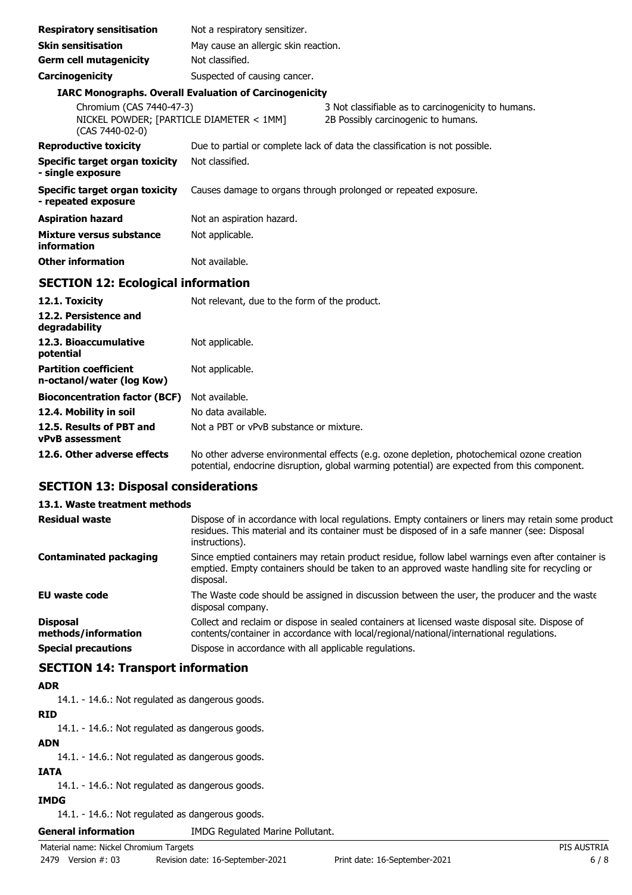| | |
|---|---|
| **Respiratory sensitisation** | Not a respiratory sensitizer. |
| **Skin sensitisation** | May cause an allergic skin reaction. |
| **Germ cell mutagenicity** | Not classified. |
| **Carcinogenicity** | Suspected of causing cancer. |

**IARC Monographs. Overall Evaluation of Carcinogenicity**

| | |
|---|---|
| Chromium (CAS 7440-47-3) | 3 Not classifiable as to carcinogenicity to humans. |
| NICKEL POWDER; [PARTICLE DIAMETER < 1MM] (CAS 7440-02-0) | 2B Possibly carcinogenic to humans. |

| | |
|---|---|
| **Reproductive toxicity** | Due to partial or complete lack of data the classification is not possible. |
| **Specific target organ toxicity - single exposure** | Not classified. |
| **Specific target organ toxicity - repeated exposure** | Causes damage to organs through prolonged or repeated exposure. |
| **Aspiration hazard** | Not an aspiration hazard. |
| **Mixture versus substance information** | Not applicable. |
| **Other information** | Not available. |

## SECTION 12: Ecological information

| | |
|---|---|
| **12.1. Toxicity** | Not relevant, due to the form of the product. |
| **12.2. Persistence and degradability** | |
| **12.3. Bioaccumulative potential** | Not applicable. |
| **Partition coefficient n-octanol/water (log Kow)** | Not applicable. |
| **Bioconcentration factor (BCF)** | Not available. |
| **12.4. Mobility in soil** | No data available. |
| **12.5. Results of PBT and vPvB assessment** | Not a PBT or vPvB substance or mixture. |
| **12.6. Other adverse effects** | No other adverse environmental effects (e.g. ozone depletion, photochemical ozone creation potential, endocrine disruption, global warming potential) are expected from this component. |

## SECTION 13: Disposal considerations

### 13.1. Waste treatment methods

| | |
|---|---|
| **Residual waste** | Dispose of in accordance with local regulations. Empty containers or liners may retain some product residues. This material and its container must be disposed of in a safe manner (see: Disposal instructions). |
| **Contaminated packaging** | Since emptied containers may retain product residue, follow label warnings even after container is emptied. Empty containers should be taken to an approved waste handling site for recycling or disposal. |
| **EU waste code** | The Waste code should be assigned in discussion between the user, the producer and the waste disposal company. |
| **Disposal methods/information** | Collect and reclaim or dispose in sealed containers at licensed waste disposal site. Dispose of contents/container in accordance with local/regional/national/international regulations. |
| **Special precautions** | Dispose in accordance with all applicable regulations. |

## SECTION 14: Transport information

**ADR**

14.1. - 14.6.: Not regulated as dangerous goods.

**RID**

14.1. - 14.6.: Not regulated as dangerous goods.

**ADN**

14.1. - 14.6.: Not regulated as dangerous goods.

**IATA**

14.1. - 14.6.: Not regulated as dangerous goods.

**IMDG**

14.1. - 14.6.: Not regulated as dangerous goods.

**General information** IMDG Regulated Marine Pollutant.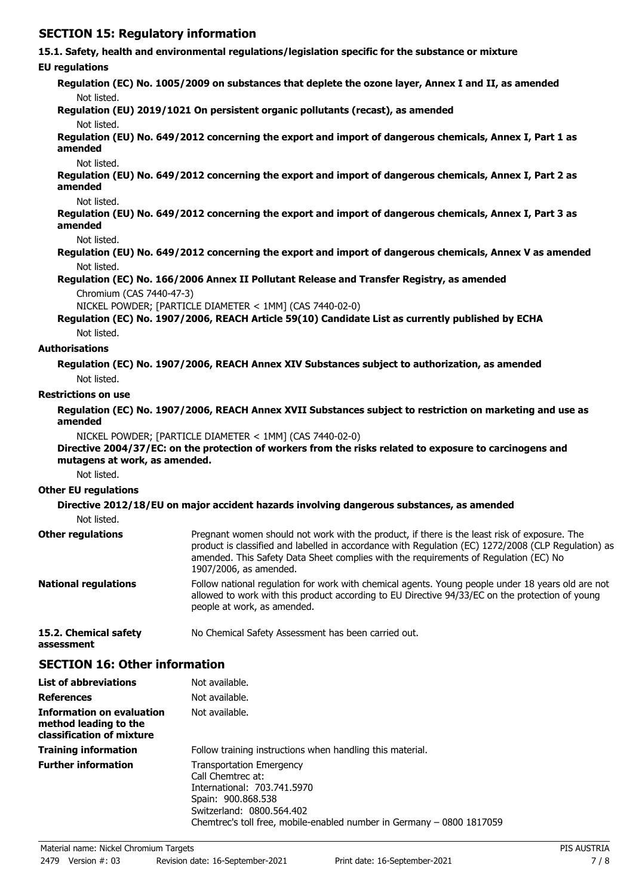## SECTION 15: Regulatory information

### 15.1. Safety, health and environmental regulations/legislation specific for the substance or mixture

**EU regulations**

**Regulation (EC) No. 1005/2009 on substances that deplete the ozone layer, Annex I and II, as amended**

Not listed.

**Regulation (EU) 2019/1021 On persistent organic pollutants (recast), as amended**

Not listed.

**Regulation (EU) No. 649/2012 concerning the export and import of dangerous chemicals, Annex I, Part 1 as amended**

Not listed.

**Regulation (EU) No. 649/2012 concerning the export and import of dangerous chemicals, Annex I, Part 2 as amended**

Not listed.

**Regulation (EU) No. 649/2012 concerning the export and import of dangerous chemicals, Annex I, Part 3 as amended**

Not listed.

**Regulation (EU) No. 649/2012 concerning the export and import of dangerous chemicals, Annex V as amended**

Not listed.

**Regulation (EC) No. 166/2006 Annex II Pollutant Release and Transfer Registry, as amended**

Chromium (CAS 7440-47-3)

NICKEL POWDER; [PARTICLE DIAMETER < 1MM] (CAS 7440-02-0)

**Regulation (EC) No. 1907/2006, REACH Article 59(10) Candidate List as currently published by ECHA**

Not listed.

**Authorisations**

**Regulation (EC) No. 1907/2006, REACH Annex XIV Substances subject to authorization, as amended**

Not listed.

**Restrictions on use**

**Regulation (EC) No. 1907/2006, REACH Annex XVII Substances subject to restriction on marketing and use as amended**

NICKEL POWDER; [PARTICLE DIAMETER < 1MM] (CAS 7440-02-0)

**Directive 2004/37/EC: on the protection of workers from the risks related to exposure to carcinogens and mutagens at work, as amended.**

Not listed.

**Other EU regulations**

**Directive 2012/18/EU on major accident hazards involving dangerous substances, as amended**

Not listed.

**Other regulations**: Pregnant women should not work with the product, if there is the least risk of exposure. The product is classified and labelled in accordance with Regulation (EC) 1272/2008 (CLP Regulation) as amended. This Safety Data Sheet complies with the requirements of Regulation (EC) No 1907/2006, as amended.

**National regulations**: Follow national regulation for work with chemical agents. Young people under 18 years old are not allowed to work with this product according to EU Directive 94/33/EC on the protection of young people at work, as amended.

**15.2. Chemical safety assessment**: No Chemical Safety Assessment has been carried out.

## SECTION 16: Other information

**List of abbreviations**: Not available.

**References**: Not available.

**Information on evaluation method leading to the classification of mixture**: Not available.

**Training information**: Follow training instructions when handling this material.

**Further information**: Transportation Emergency
Call Chemtrec at:
International: 703.741.5970
Spain: 900.868.538
Switzerland: 0800.564.402
Chemtrec's toll free, mobile-enabled number in Germany – 0800 1817059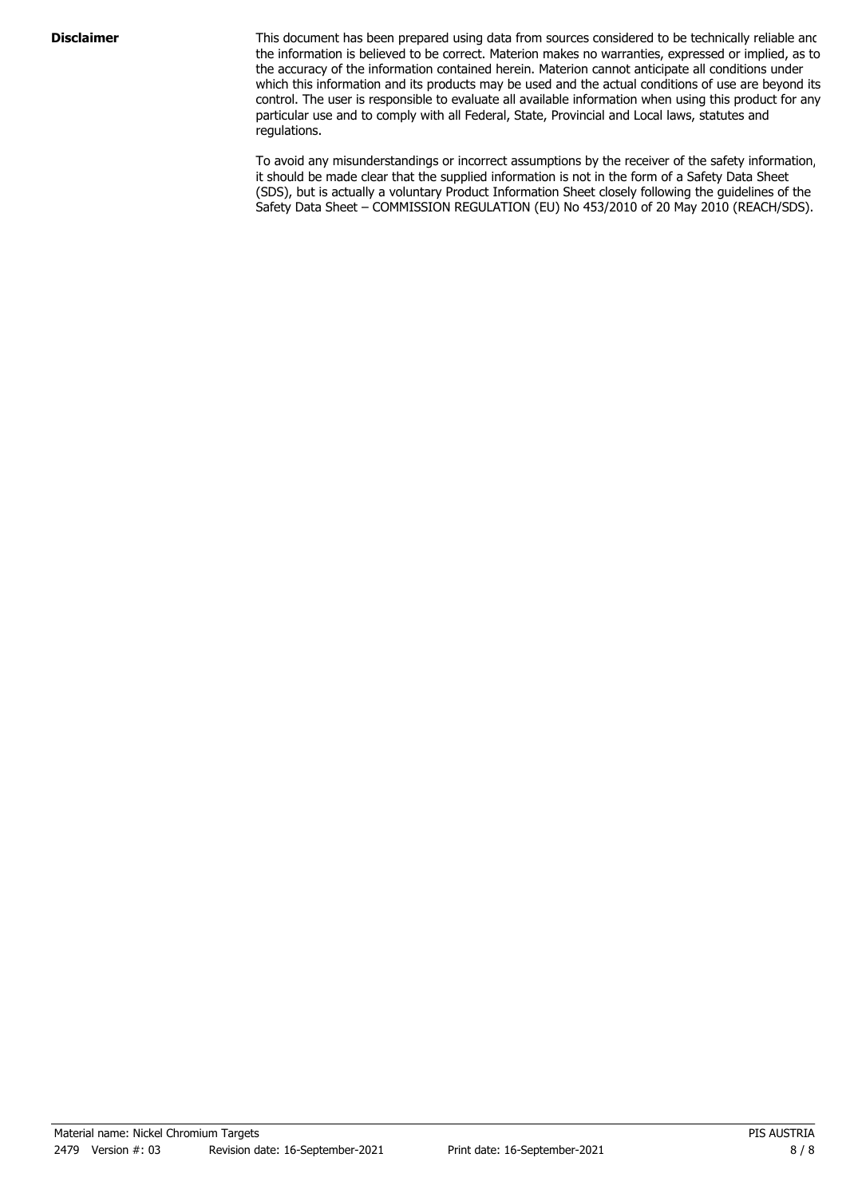**Disclaimer**

This document has been prepared using data from sources considered to be technically reliable and the information is believed to be correct. Materion makes no warranties, expressed or implied, as to the accuracy of the information contained herein. Materion cannot anticipate all conditions under which this information and its products may be used and the actual conditions of use are beyond its control. The user is responsible to evaluate all available information when using this product for any particular use and to comply with all Federal, State, Provincial and Local laws, statutes and regulations.

To avoid any misunderstandings or incorrect assumptions by the receiver of the safety information, it should be made clear that the supplied information is not in the form of a Safety Data Sheet (SDS), but is actually a voluntary Product Information Sheet closely following the guidelines of the Safety Data Sheet – COMMISSION REGULATION (EU) No 453/2010 of 20 May 2010 (REACH/SDS).